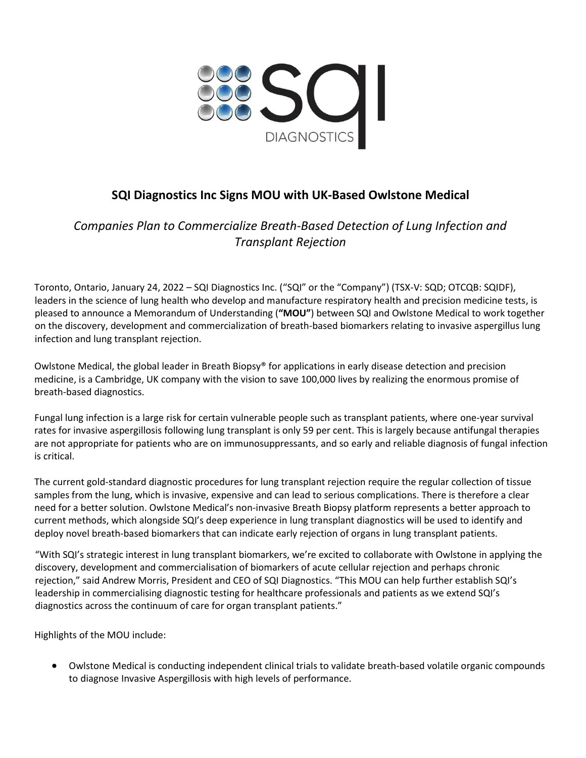# SQI Diagnostics Inc Signs MOU with UK-Based Owlstone Medical

*Companies Plan to Commercialize Breath-Based Detection of Lung Infection and Transplant Rejection*

Toronto, Ontario, January 24, 2022 – SQI Diagnostics Inc. ("SQI" or the "Company") (TSX-V: SQD; OTCQB: SQIDF), leaders in the science of lung health who develop and manufacture respiratory health and precision medicine tests, is pleased to announce a Memorandum of Understanding (**"MOU"**) between SQI and Owlstone Medical to work together on the discovery, development and commercialization of breath-based biomarkers relating to invasive aspergillus lung infection and lung transplant rejection.

Owlstone Medical, the global leader in Breath Biopsy® for applications in early disease detection and precision medicine, is a Cambridge, UK company with the vision to save 100,000 lives by realizing the enormous promise of breath-based diagnostics.

Fungal lung infection is a large risk for certain vulnerable people such as transplant patients, where one-year survival rates for invasive aspergillosis following lung transplant is only 59 per cent. This is largely because antifungal therapies are not appropriate for patients who are on immunosuppressants, and so early and reliable diagnosis of fungal infection is critical.

The current gold-standard diagnostic procedures for lung transplant rejection require the regular collection of tissue samples from the lung, which is invasive, expensive and can lead to serious complications. There is therefore a clear need for a better solution. Owlstone Medical's non-invasive Breath Biopsy platform represents a better approach to current methods, which alongside SQI's deep experience in lung transplant diagnostics will be used to identify and deploy novel breath-based biomarkers that can indicate early rejection of organs in lung transplant patients.

"With SQI's strategic interest in lung transplant biomarkers, we're excited to collaborate with Owlstone in applying the discovery, development and commercialisation of biomarkers of acute cellular rejection and perhaps chronic rejection," said Andrew Morris, President and CEO of SQI Diagnostics. "This MOU can help further establish SQI's leadership in commercialising diagnostic testing for healthcare professionals and patients as we extend SQI's diagnostics across the continuum of care for organ transplant patients."

Highlights of the MOU include:

- Owlstone Medical is conducting independent clinical trials to validate breath-based volatile organic compounds to diagnose Invasive Aspergillosis with high levels of performance.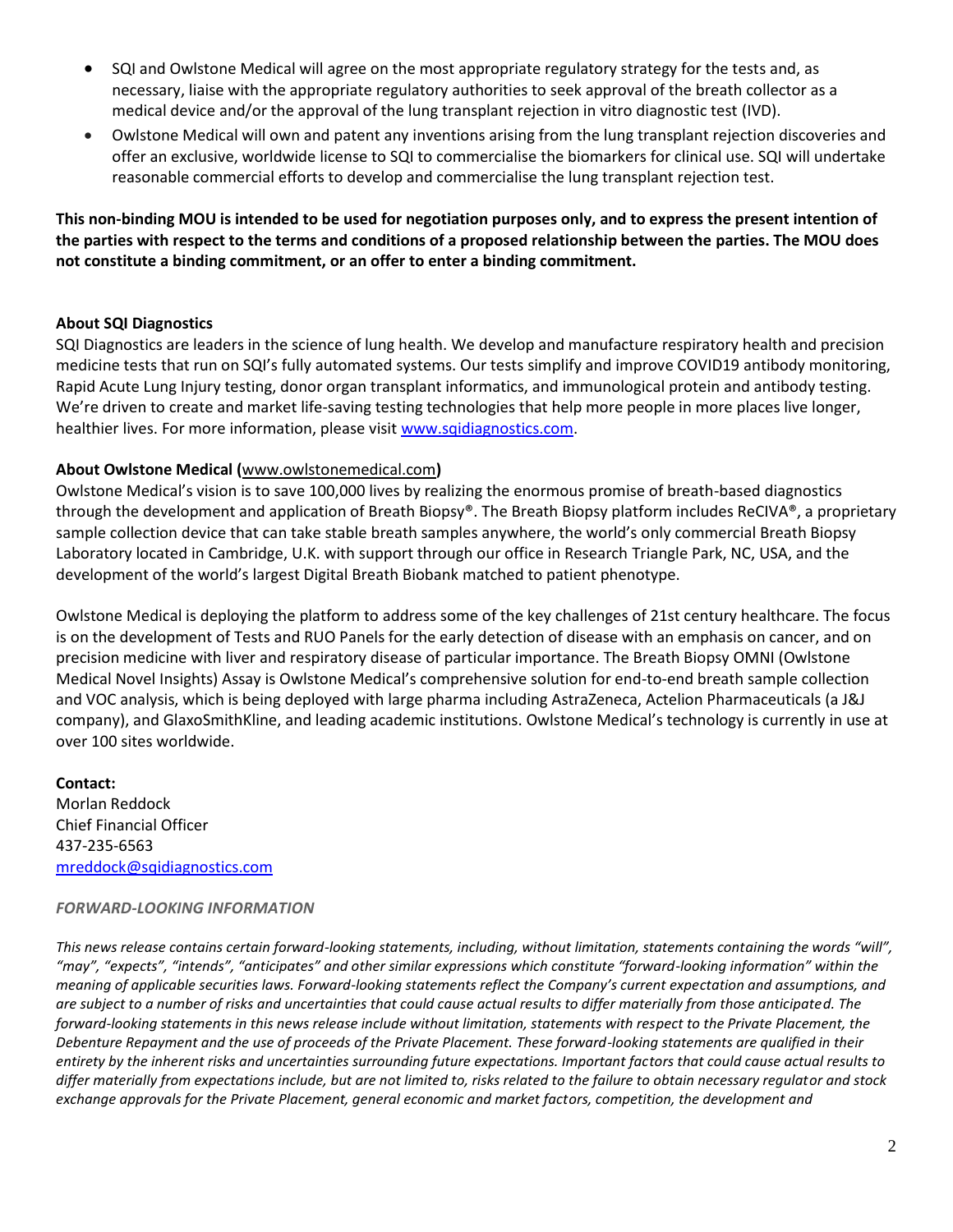- SQI and Owlstone Medical will agree on the most appropriate regulatory strategy for the tests and, as necessary, liaise with the appropriate regulatory authorities to seek approval of the breath collector as a medical device and/or the approval of the lung transplant rejection in vitro diagnostic test (IVD).
- Owlstone Medical will own and patent any inventions arising from the lung transplant rejection discoveries and offer an exclusive, worldwide license to SQI to commercialise the biomarkers for clinical use. SQI will undertake reasonable commercial efforts to develop and commercialise the lung transplant rejection test.

**This non-binding MOU is intended to be used for negotiation purposes only, and to express the present intention of the parties with respect to the terms and conditions of a proposed relationship between the parties. The MOU does not constitute a binding commitment, or an offer to enter a binding commitment.**

**About SQI Diagnostics**
SQI Diagnostics are leaders in the science of lung health. We develop and manufacture respiratory health and precision medicine tests that run on SQI's fully automated systems. Our tests simplify and improve COVID19 antibody monitoring, Rapid Acute Lung Injury testing, donor organ transplant informatics, and immunological protein and antibody testing. We're driven to create and market life-saving testing technologies that help more people in more places live longer, healthier lives. For more information, please visit [www.sqidiagnostics.com](www.sqidiagnostics.com).

**About Owlstone Medical (**[www.owlstonemedical.com](www.owlstonemedical.com)**)**
Owlstone Medical's vision is to save 100,000 lives by realizing the enormous promise of breath-based diagnostics through the development and application of Breath Biopsy®. The Breath Biopsy platform includes ReCIVA®, a proprietary sample collection device that can take stable breath samples anywhere, the world's only commercial Breath Biopsy Laboratory located in Cambridge, U.K. with support through our office in Research Triangle Park, NC, USA, and the development of the world's largest Digital Breath Biobank matched to patient phenotype.

Owlstone Medical is deploying the platform to address some of the key challenges of 21st century healthcare. The focus is on the development of Tests and RUO Panels for the early detection of disease with an emphasis on cancer, and on precision medicine with liver and respiratory disease of particular importance. The Breath Biopsy OMNI (Owlstone Medical Novel Insights) Assay is Owlstone Medical's comprehensive solution for end-to-end breath sample collection and VOC analysis, which is being deployed with large pharma including AstraZeneca, Actelion Pharmaceuticals (a J&J company), and GlaxoSmithKline, and leading academic institutions. Owlstone Medical's technology is currently in use at over 100 sites worldwide.

**Contact:**
Morlan Reddock
Chief Financial Officer
437-235-6563
[mreddock@sqidiagnostics.com](mailto:mreddock@sqidiagnostics.com)

***FORWARD-LOOKING INFORMATION***

*This news release contains certain forward-looking statements, including, without limitation, statements containing the words "will", "may", "expects", "intends", "anticipates" and other similar expressions which constitute "forward-looking information" within the meaning of applicable securities laws. Forward-looking statements reflect the Company's current expectation and assumptions, and are subject to a number of risks and uncertainties that could cause actual results to differ materially from those anticipated. The forward-looking statements in this news release include without limitation, statements with respect to the Private Placement, the Debenture Repayment and the use of proceeds of the Private Placement. These forward-looking statements are qualified in their entirety by the inherent risks and uncertainties surrounding future expectations. Important factors that could cause actual results to differ materially from expectations include, but are not limited to, risks related to the failure to obtain necessary regulator and stock exchange approvals for the Private Placement, general economic and market factors, competition, the development and*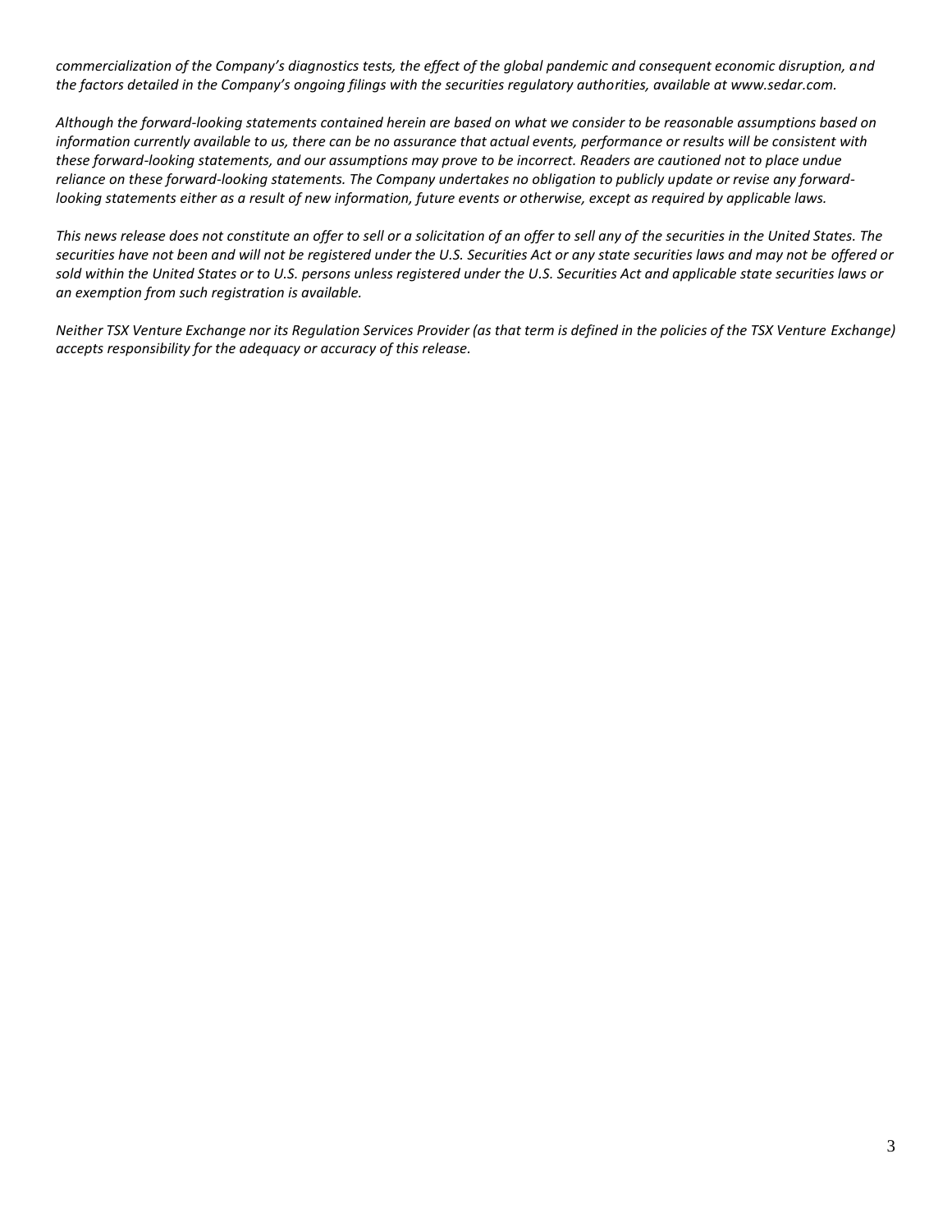*commercialization of the Company's diagnostics tests, the effect of the global pandemic and consequent economic disruption, and the factors detailed in the Company's ongoing filings with the securities regulatory authorities, available at www.sedar.com.*

*Although the forward-looking statements contained herein are based on what we consider to be reasonable assumptions based on information currently available to us, there can be no assurance that actual events, performance or results will be consistent with these forward-looking statements, and our assumptions may prove to be incorrect. Readers are cautioned not to place undue reliance on these forward-looking statements. The Company undertakes no obligation to publicly update or revise any forward-looking statements either as a result of new information, future events or otherwise, except as required by applicable laws.*

*This news release does not constitute an offer to sell or a solicitation of an offer to sell any of the securities in the United States. The securities have not been and will not be registered under the U.S. Securities Act or any state securities laws and may not be offered or sold within the United States or to U.S. persons unless registered under the U.S. Securities Act and applicable state securities laws or an exemption from such registration is available.*

*Neither TSX Venture Exchange nor its Regulation Services Provider (as that term is defined in the policies of the TSX Venture Exchange) accepts responsibility for the adequacy or accuracy of this release.*